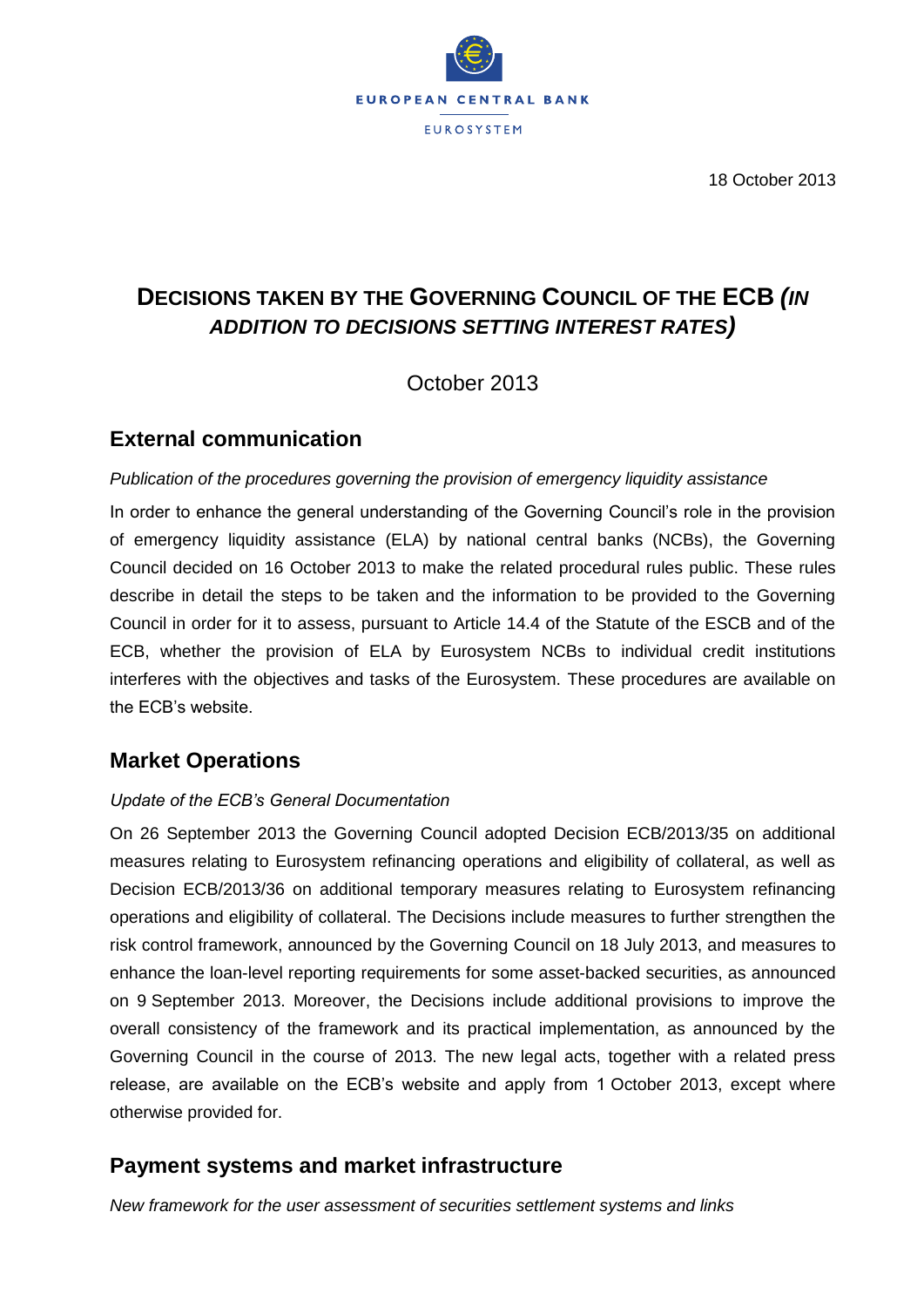EUROPEAN CENTRAL BANK

EUROSYSTEM

18 October 2013

# DECISIONS TAKEN BY THE GOVERNING COUNCIL OF THE ECB *(IN ADDITION TO DECISIONS SETTING INTEREST RATES)*

October 2013

## External communication

*Publication of the procedures governing the provision of emergency liquidity assistance*

In order to enhance the general understanding of the Governing Council's role in the provision of emergency liquidity assistance (ELA) by national central banks (NCBs), the Governing Council decided on 16 October 2013 to make the related procedural rules public. These rules describe in detail the steps to be taken and the information to be provided to the Governing Council in order for it to assess, pursuant to Article 14.4 of the Statute of the ESCB and of the ECB, whether the provision of ELA by Eurosystem NCBs to individual credit institutions interferes with the objectives and tasks of the Eurosystem. These procedures are available on the ECB's website.

## Market Operations

*Update of the ECB's General Documentation*

On 26 September 2013 the Governing Council adopted Decision ECB/2013/35 on additional measures relating to Eurosystem refinancing operations and eligibility of collateral, as well as Decision ECB/2013/36 on additional temporary measures relating to Eurosystem refinancing operations and eligibility of collateral. The Decisions include measures to further strengthen the risk control framework, announced by the Governing Council on 18 July 2013, and measures to enhance the loan-level reporting requirements for some asset-backed securities, as announced on 9 September 2013. Moreover, the Decisions include additional provisions to improve the overall consistency of the framework and its practical implementation, as announced by the Governing Council in the course of 2013. The new legal acts, together with a related press release, are available on the ECB's website and apply from 1 October 2013, except where otherwise provided for.

## Payment systems and market infrastructure

*New framework for the user assessment of securities settlement systems and links*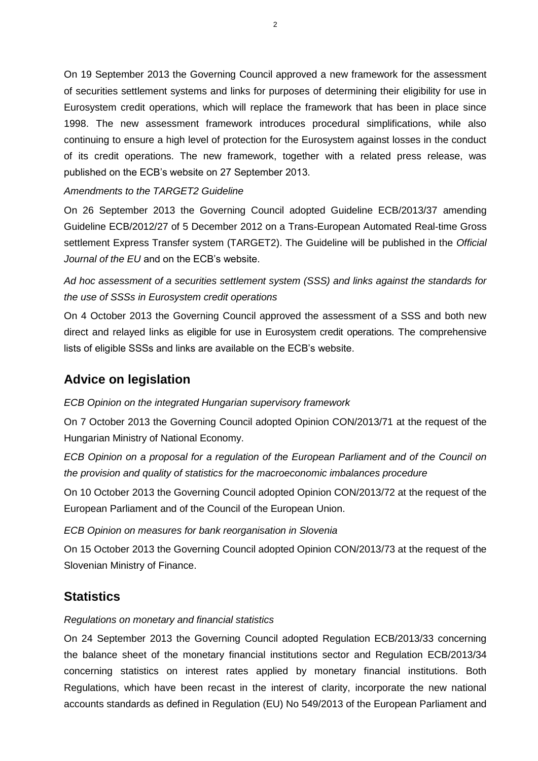On 19 September 2013 the Governing Council approved a new framework for the assessment of securities settlement systems and links for purposes of determining their eligibility for use in Eurosystem credit operations, which will replace the framework that has been in place since 1998. The new assessment framework introduces procedural simplifications, while also continuing to ensure a high level of protection for the Eurosystem against losses in the conduct of its credit operations. The new framework, together with a related press release, was published on the ECB's website on 27 September 2013.

*Amendments to the TARGET2 Guideline*

On 26 September 2013 the Governing Council adopted Guideline ECB/2013/37 amending Guideline ECB/2012/27 of 5 December 2012 on a Trans-European Automated Real-time Gross settlement Express Transfer system (TARGET2). The Guideline will be published in the *Official Journal of the EU* and on the ECB's website.

*Ad hoc assessment of a securities settlement system (SSS) and links against the standards for the use of SSSs in Eurosystem credit operations*

On 4 October 2013 the Governing Council approved the assessment of a SSS and both new direct and relayed links as eligible for use in Eurosystem credit operations. The comprehensive lists of eligible SSSs and links are available on the ECB's website.

## Advice on legislation

*ECB Opinion on the integrated Hungarian supervisory framework*

On 7 October 2013 the Governing Council adopted Opinion CON/2013/71 at the request of the Hungarian Ministry of National Economy.

*ECB Opinion on a proposal for a regulation of the European Parliament and of the Council on the provision and quality of statistics for the macroeconomic imbalances procedure*

On 10 October 2013 the Governing Council adopted Opinion CON/2013/72 at the request of the European Parliament and of the Council of the European Union.

*ECB Opinion on measures for bank reorganisation in Slovenia*

On 15 October 2013 the Governing Council adopted Opinion CON/2013/73 at the request of the Slovenian Ministry of Finance.

## Statistics

*Regulations on monetary and financial statistics*

On 24 September 2013 the Governing Council adopted Regulation ECB/2013/33 concerning the balance sheet of the monetary financial institutions sector and Regulation ECB/2013/34 concerning statistics on interest rates applied by monetary financial institutions. Both Regulations, which have been recast in the interest of clarity, incorporate the new national accounts standards as defined in Regulation (EU) No 549/2013 of the European Parliament and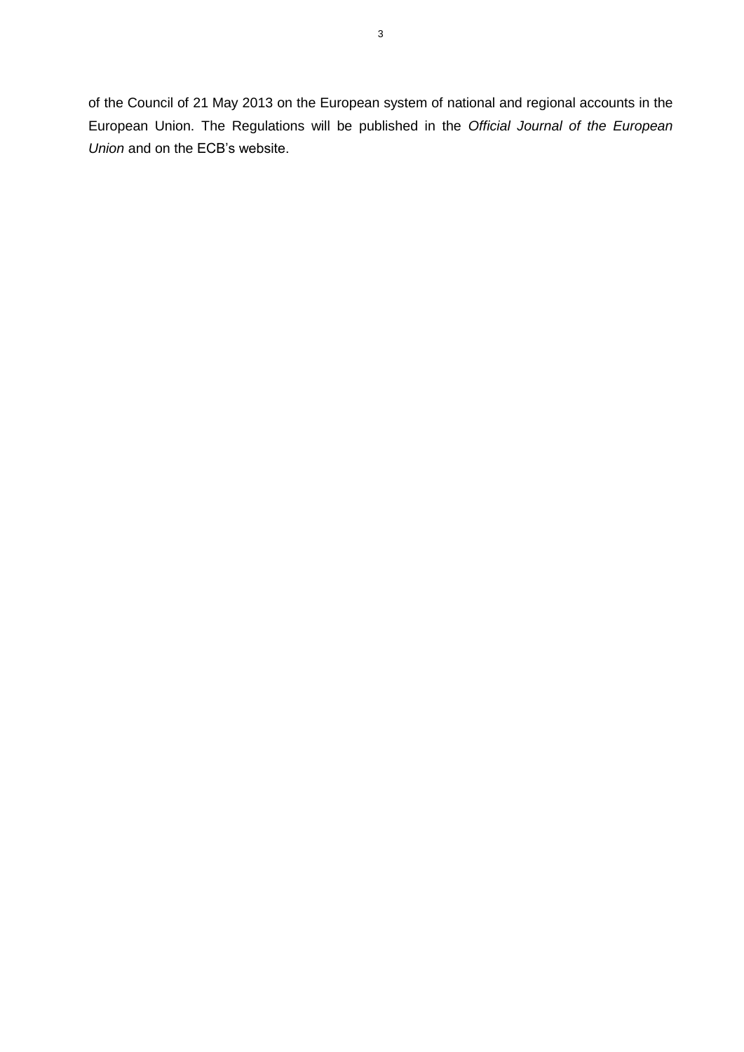of the Council of 21 May 2013 on the European system of national and regional accounts in the European Union. The Regulations will be published in the *Official Journal of the European Union* and on the ECB's website.